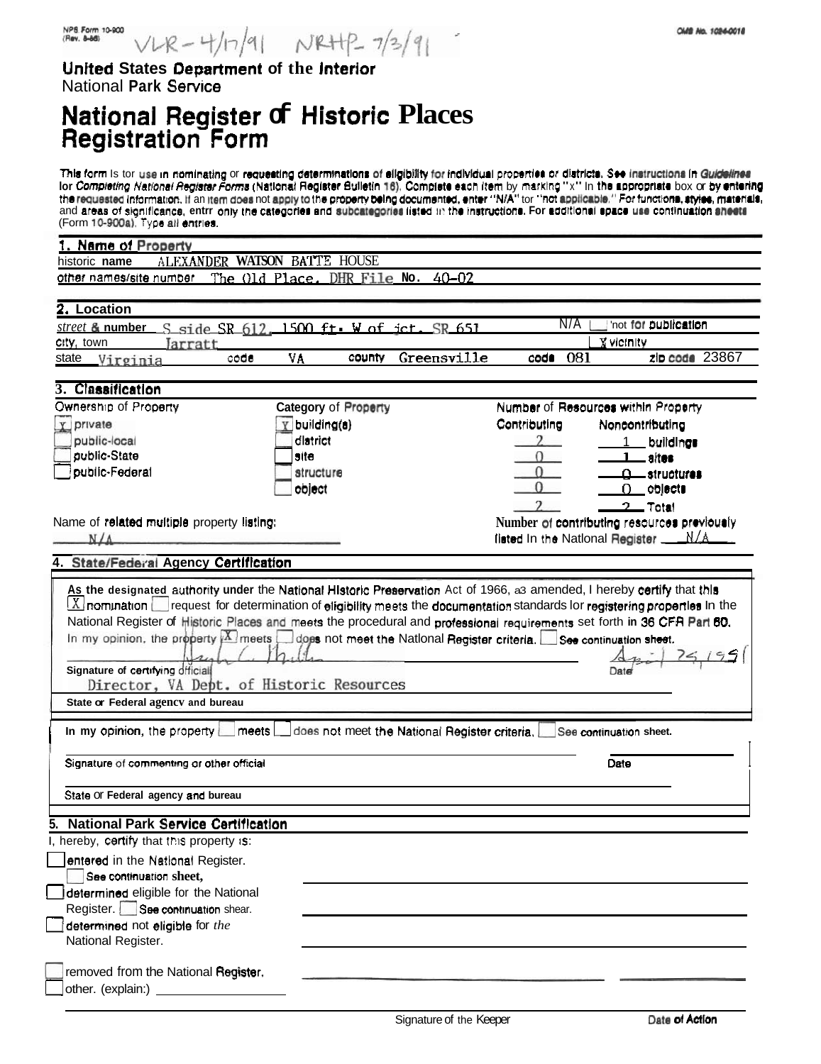NPS Form 10-900
(Rev. 8-86)

VLR - 4/17/91 NRHP - 7/3/91

OMB No. 1024-0018

**United States Department of the Interior**
National Park Service

# National Register of Historic Places Registration Form

This form is for use in nominating or requesting determinations of eligibility for individual properties or districts. See instructions in *Guidelines for Completing National Register Forms* (National Register Bulletin 16). Complete each item by marking "x" in the appropriate box or by entering the requested information. If an item does not apply to the property being documented, enter "N/A" for "not applicable." For functions, styles, materials, and areas of significance, enter only the categories and subcategories listed in the instructions. For additional space use continuation sheets (Form 10-900a). Type all entries.

## 1. Name of Property

historic name: ALEXANDER WATSON BATTE HOUSE

other names/site number: The Old Place, DHR File No. 40-02

## 2. Location

street & number: S side SR 612, 1500 ft. W of jct. SR 651 — N/A [ ] not for publication

city, town: Jarratt — [X] vicinity

state: Virginia — code: VA — county: Greensville — code: 081 — zip code: 23867

## 3. Classification

Ownership of Property:
- [X] private
- [ ] public-local
- [ ] public-State
- [ ] public-Federal

Category of Property:
- [X] building(s)
- [ ] district
- [ ] site
- [ ] structure
- [ ] object

Number of Resources within Property

| Contributing | Noncontributing | |
|---|---|---|
| 2 | 1 | buildings |
| 0 | 1 | sites |
| 0 | 0 | structures |
| 0 | 0 | objects |
| 2 | 2 | Total |

Name of related multiple property listing: N/A

Number of contributing resources previously listed in the National Register: N/A

## 4. State/Federal Agency Certification

As the designated authority under the National Historic Preservation Act of 1966, as amended, I hereby certify that this [X] nomination [ ] request for determination of eligibility meets the documentation standards for registering properties in the National Register of Historic Places and meets the procedural and professional requirements set forth in 36 CFR Part 60. In my opinion, the property [X] meets [ ] does not meet the National Register criteria. [ ] See continuation sheet.

Signature of certifying official: Hugh C. Miller — Date: April 24, 1991

Director, VA Dept. of Historic Resources

State or Federal agency and bureau

In my opinion, the property [ ] meets [ ] does not meet the National Register criteria. [ ] See continuation sheet.

Signature of commenting or other official — Date

State or Federal agency and bureau

## 5. National Park Service Certification

I, hereby, certify that this property is:

- [ ] entered in the National Register. [ ] See continuation sheet.
- [ ] determined eligible for the National Register. [ ] See continuation sheet.
- [ ] determined not eligible for the National Register.
- [ ] removed from the National Register.
- [ ] other. (explain:) ________

Signature of the Keeper — Date of Action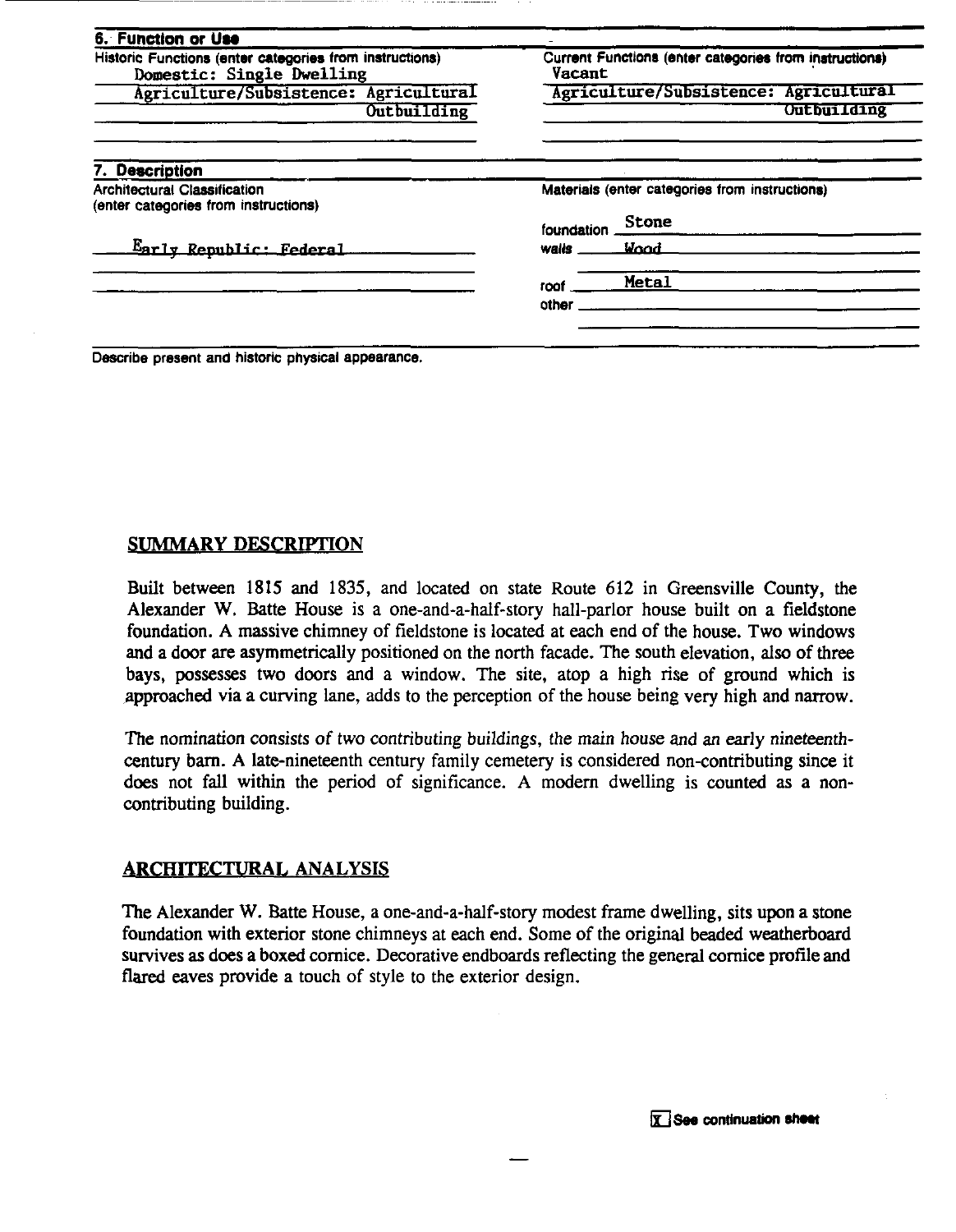## 6. Function or Use

| Historic Functions (enter categories from instructions) | Current Functions (enter categories from instructions) |
| --- | --- |
| Domestic: Single Dwelling | Vacant |
| Agriculture/Subsistence: Agricultural Outbuilding | Agriculture/Subsistence: Agricultural Outbuilding |

## 7. Description

| Architectural Classification (enter categories from instructions) | Materials (enter categories from instructions) |
| --- | --- |
| | foundation Stone |
| Early Republic: Federal | walls Wood |
| | roof Metal |
| | other |

Describe present and historic physical appearance.

### SUMMARY DESCRIPTION

Built between 1815 and 1835, and located on state Route 612 in Greensville County, the Alexander W. Batte House is a one-and-a-half-story hall-parlor house built on a fieldstone foundation. A massive chimney of fieldstone is located at each end of the house. Two windows and a door are asymmetrically positioned on the north facade. The south elevation, also of three bays, possesses two doors and a window. The site, atop a high rise of ground which is approached via a curving lane, adds to the perception of the house being very high and narrow.

The nomination consists of two contributing buildings, the main house and an early nineteenth-century barn. A late-nineteenth century family cemetery is considered non-contributing since it does not fall within the period of significance. A modern dwelling is counted as a non-contributing building.

### ARCHITECTURAL ANALYSIS

The Alexander W. Batte House, a one-and-a-half-story modest frame dwelling, sits upon a stone foundation with exterior stone chimneys at each end. Some of the original beaded weatherboard survives as does a boxed cornice. Decorative endboards reflecting the general cornice profile and flared eaves provide a touch of style to the exterior design.

[X] See continuation sheet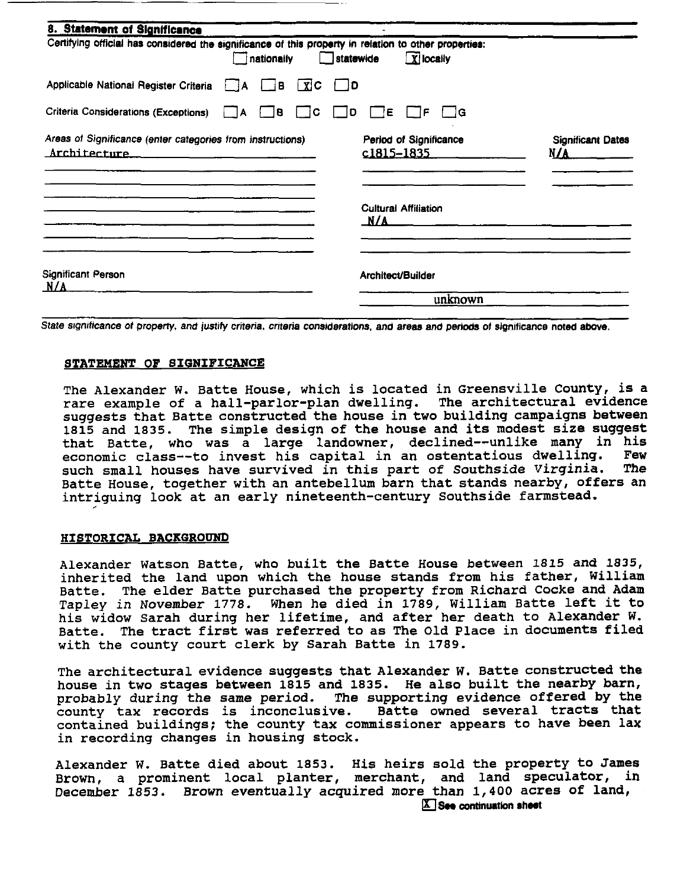## 8. Statement of Significance

Certifying official has considered the significance of this property in relation to other properties:
☐ nationally ☐ statewide ☒ locally

Applicable National Register Criteria ☐ A ☐ B ☒ C ☐ D

Criteria Considerations (Exceptions) ☐ A ☐ B ☐ C ☐ D ☐ E ☐ F ☐ G

| Areas of Significance (enter categories from instructions) | Period of Significance | Significant Dates |
|---|---|---|
| Architecture | c1815-1835 | N/A |

Cultural Affiliation
N/A

Significant Person
N/A

Architect/Builder
unknown

*State significance of property, and justify criteria, criteria considerations, and areas and periods of significance noted above.*

### STATEMENT OF SIGNIFICANCE

The Alexander W. Batte House, which is located in Greensville County, is a rare example of a hall-parlor-plan dwelling. The architectural evidence suggests that Batte constructed the house in two building campaigns between 1815 and 1835. The simple design of the house and its modest size suggest that Batte, who was a large landowner, declined--unlike many in his economic class--to invest his capital in an ostentatious dwelling. Few such small houses have survived in this part of Southside Virginia. The Batte House, together with an antebellum barn that stands nearby, offers an intriguing look at an early nineteenth-century Southside farmstead.

### HISTORICAL BACKGROUND

Alexander Watson Batte, who built the Batte House between 1815 and 1835, inherited the land upon which the house stands from his father, William Batte. The elder Batte purchased the property from Richard Cocke and Adam Tapley in November 1778. When he died in 1789, William Batte left it to his widow Sarah during her lifetime, and after her death to Alexander W. Batte. The tract first was referred to as The Old Place in documents filed with the county court clerk by Sarah Batte in 1789.

The architectural evidence suggests that Alexander W. Batte constructed the house in two stages between 1815 and 1835. He also built the nearby barn, probably during the same period. The supporting evidence offered by the county tax records is inconclusive. Batte owned several tracts that contained buildings; the county tax commissioner appears to have been lax in recording changes in housing stock.

Alexander W. Batte died about 1853. His heirs sold the property to James Brown, a prominent local planter, merchant, and land speculator, in December 1853. Brown eventually acquired more than 1,400 acres of land,

☒ See continuation sheet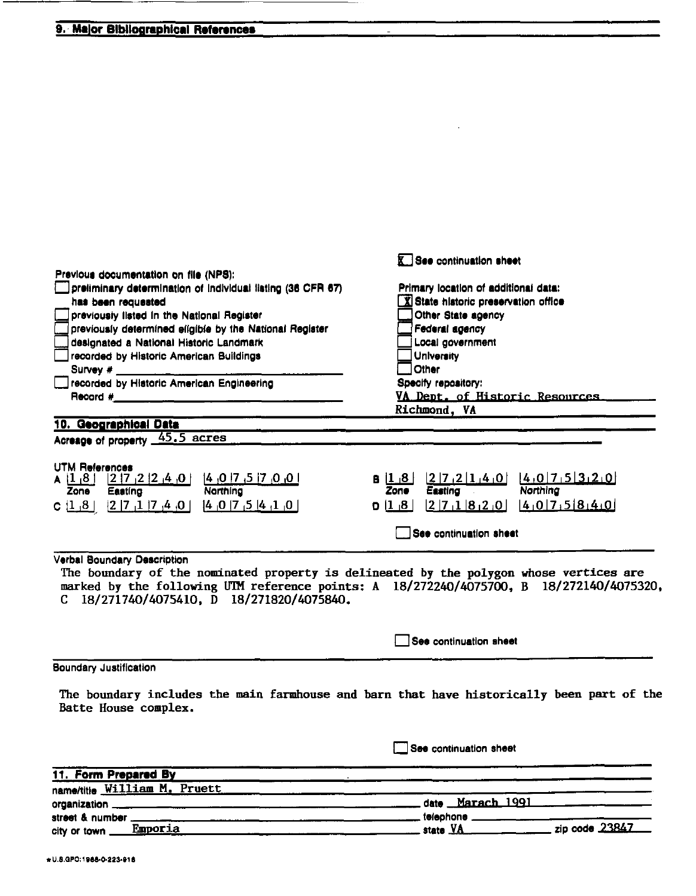## 9. Major Bibliographical References

[X] See continuation sheet

Previous documentation on file (NPS):

- [ ] preliminary determination of individual listing (36 CFR 67) has been requested
- [ ] previously listed in the National Register
- [ ] previously determined eligible by the National Register
- [ ] designated a National Historic Landmark
- [ ] recorded by Historic American Buildings Survey # ______
- [ ] recorded by Historic American Engineering Record # ______

Primary location of additional data:

- [X] State historic preservation office
- [ ] Other State agency
- [ ] Federal agency
- [ ] Local government
- [ ] University
- [ ] Other

Specify repository:
VA Dept. of Historic Resources
Richmond, VA

## 10. Geographical Data

Acreage of property 45.5 acres

UTM References

| | Zone | Easting | Northing |
|---|---|---|---|
| A | 18 | 272240 | 4075700 |
| B | 18 | 272140 | 4075320 |
| C | 18 | 271740 | 4075410 |
| D | 18 | 271820 | 4075840 |

[ ] See continuation sheet

Verbal Boundary Description

The boundary of the nominated property is delineated by the polygon whose vertices are marked by the following UTM reference points: A 18/272240/4075700, B 18/272140/4075320, C 18/271740/4075410, D 18/271820/4075840.

[ ] See continuation sheet

Boundary Justification

The boundary includes the main farmhouse and barn that have historically been part of the Batte House complex.

[ ] See continuation sheet

## 11. Form Prepared By

name/title William M. Pruett
organization ______ date Marach 1991
street & number ______ telephone ______
city or town Emporia state VA zip code 23847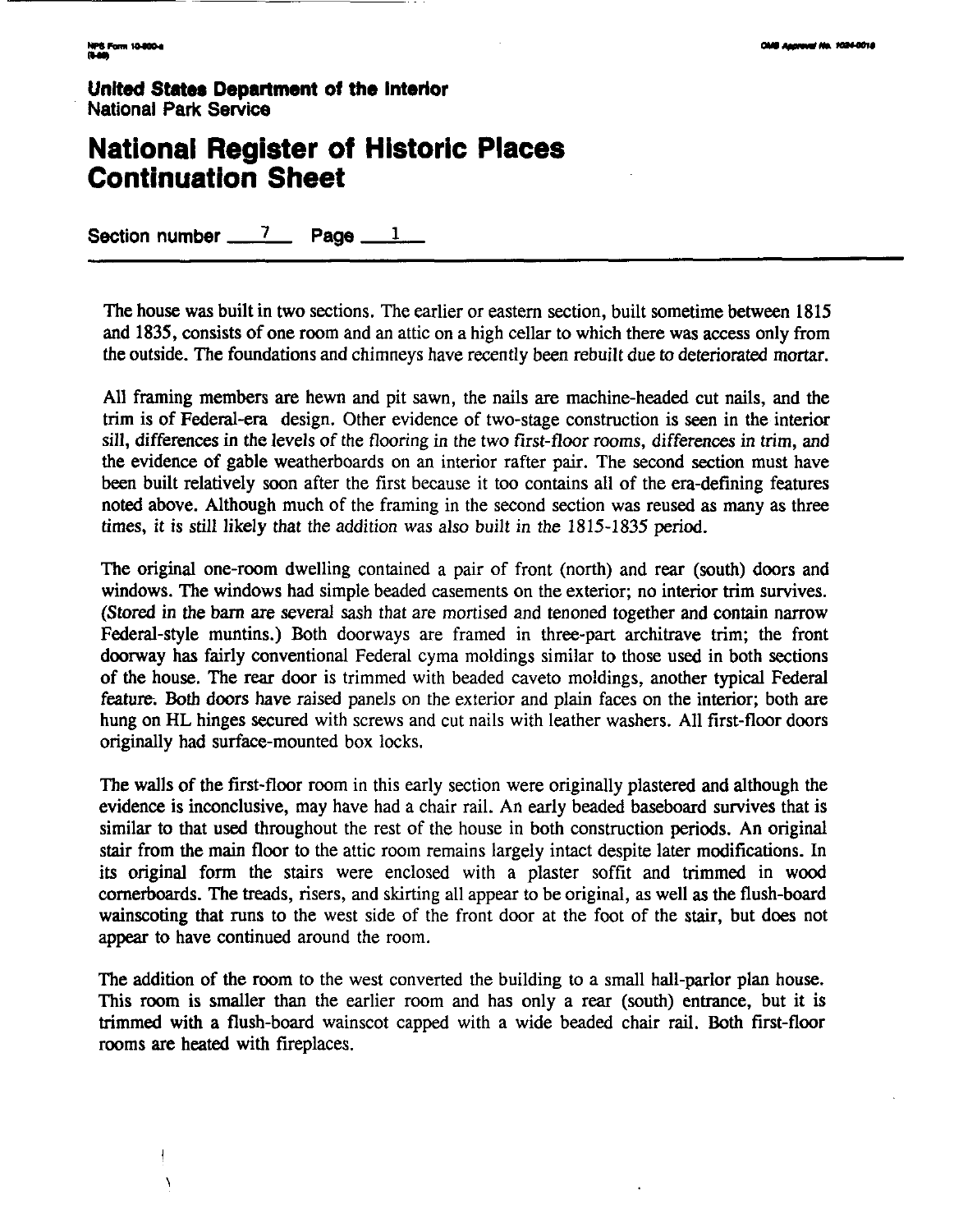**United States Department of the Interior**
National Park Service

# National Register of Historic Places Continuation Sheet

Section number 7 Page 1

The house was built in two sections. The earlier or eastern section, built sometime between 1815 and 1835, consists of one room and an attic on a high cellar to which there was access only from the outside. The foundations and chimneys have recently been rebuilt due to deteriorated mortar.

All framing members are hewn and pit sawn, the nails are machine-headed cut nails, and the trim is of Federal-era design. Other evidence of two-stage construction is seen in the interior sill, differences in the levels of the flooring in the two first-floor rooms, differences in trim, and the evidence of gable weatherboards on an interior rafter pair. The second section must have been built relatively soon after the first because it too contains all of the era-defining features noted above. Although much of the framing in the second section was reused as many as three times, it is still likely that the addition was also built in the 1815-1835 period.

The original one-room dwelling contained a pair of front (north) and rear (south) doors and windows. The windows had simple beaded casements on the exterior; no interior trim survives. (Stored in the barn are several sash that are mortised and tenoned together and contain narrow Federal-style muntins.) Both doorways are framed in three-part architrave trim; the front doorway has fairly conventional Federal cyma moldings similar to those used in both sections of the house. The rear door is trimmed with beaded caveto moldings, another typical Federal feature. Both doors have raised panels on the exterior and plain faces on the interior; both are hung on HL hinges secured with screws and cut nails with leather washers. All first-floor doors originally had surface-mounted box locks.

The walls of the first-floor room in this early section were originally plastered and although the evidence is inconclusive, may have had a chair rail. An early beaded baseboard survives that is similar to that used throughout the rest of the house in both construction periods. An original stair from the main floor to the attic room remains largely intact despite later modifications. In its original form the stairs were enclosed with a plaster soffit and trimmed in wood cornerboards. The treads, risers, and skirting all appear to be original, as well as the flush-board wainscoting that runs to the west side of the front door at the foot of the stair, but does not appear to have continued around the room.

The addition of the room to the west converted the building to a small hall-parlor plan house. This room is smaller than the earlier room and has only a rear (south) entrance, but it is trimmed with a flush-board wainscot capped with a wide beaded chair rail. Both first-floor rooms are heated with fireplaces.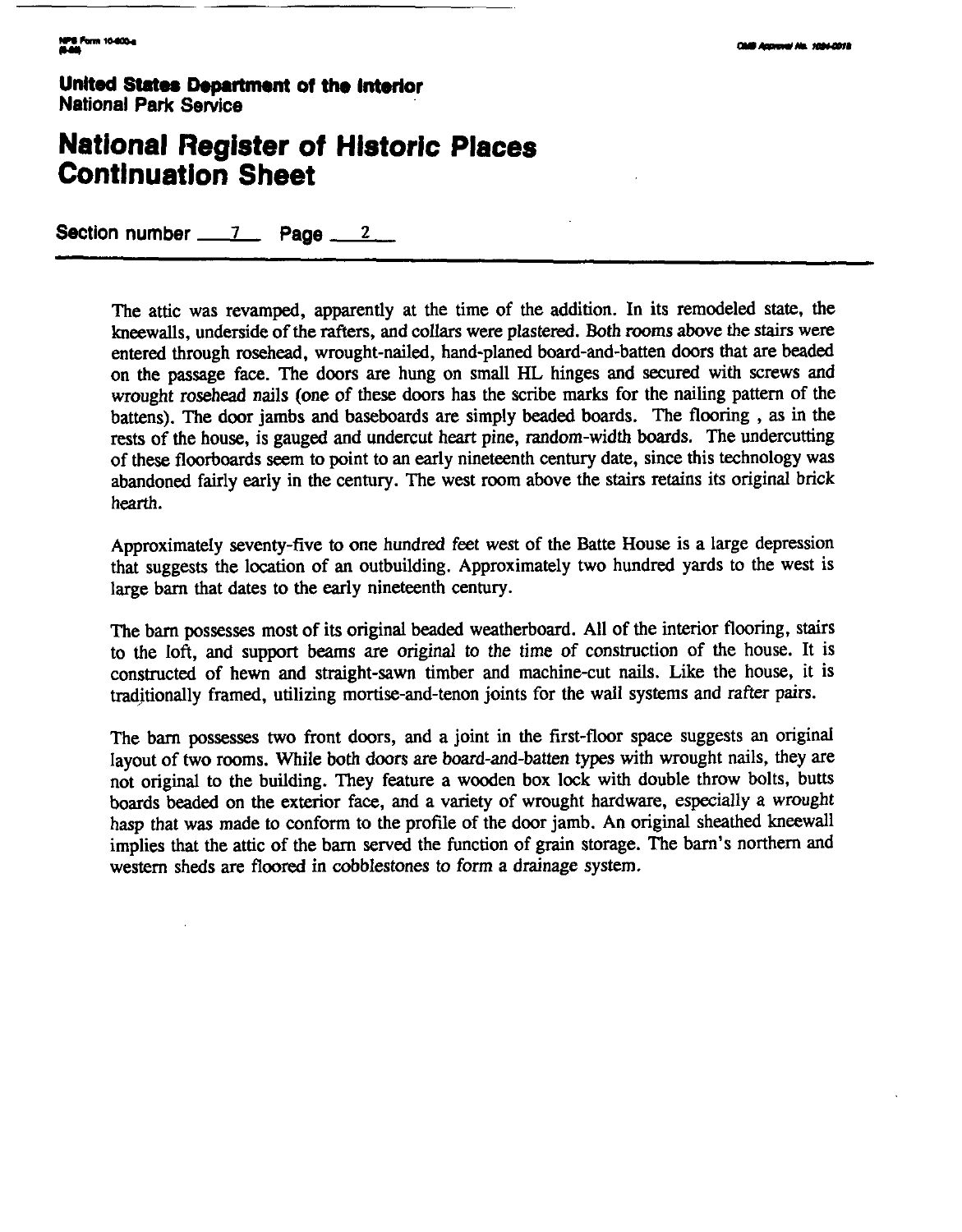**United States Department of the Interior**
National Park Service

# National Register of Historic Places Continuation Sheet

Section number 7 Page 2

The attic was revamped, apparently at the time of the addition. In its remodeled state, the kneewalls, underside of the rafters, and collars were plastered. Both rooms above the stairs were entered through rosehead, wrought-nailed, hand-planed board-and-batten doors that are beaded on the passage face. The doors are hung on small HL hinges and secured with screws and wrought rosehead nails (one of these doors has the scribe marks for the nailing pattern of the battens). The door jambs and baseboards are simply beaded boards. The flooring , as in the rests of the house, is gauged and undercut heart pine, random-width boards. The undercutting of these floorboards seem to point to an early nineteenth century date, since this technology was abandoned fairly early in the century. The west room above the stairs retains its original brick hearth.

Approximately seventy-five to one hundred feet west of the Batte House is a large depression that suggests the location of an outbuilding. Approximately two hundred yards to the west is large barn that dates to the early nineteenth century.

The barn possesses most of its original beaded weatherboard. All of the interior flooring, stairs to the loft, and support beams are original to the time of construction of the house. It is constructed of hewn and straight-sawn timber and machine-cut nails. Like the house, it is traditionally framed, utilizing mortise-and-tenon joints for the wall systems and rafter pairs.

The barn possesses two front doors, and a joint in the first-floor space suggests an original layout of two rooms. While both doors are board-and-batten types with wrought nails, they are not original to the building. They feature a wooden box lock with double throw bolts, butts boards beaded on the exterior face, and a variety of wrought hardware, especially a wrought hasp that was made to conform to the profile of the door jamb. An original sheathed kneewall implies that the attic of the barn served the function of grain storage. The barn's northern and western sheds are floored in cobblestones to form a drainage system.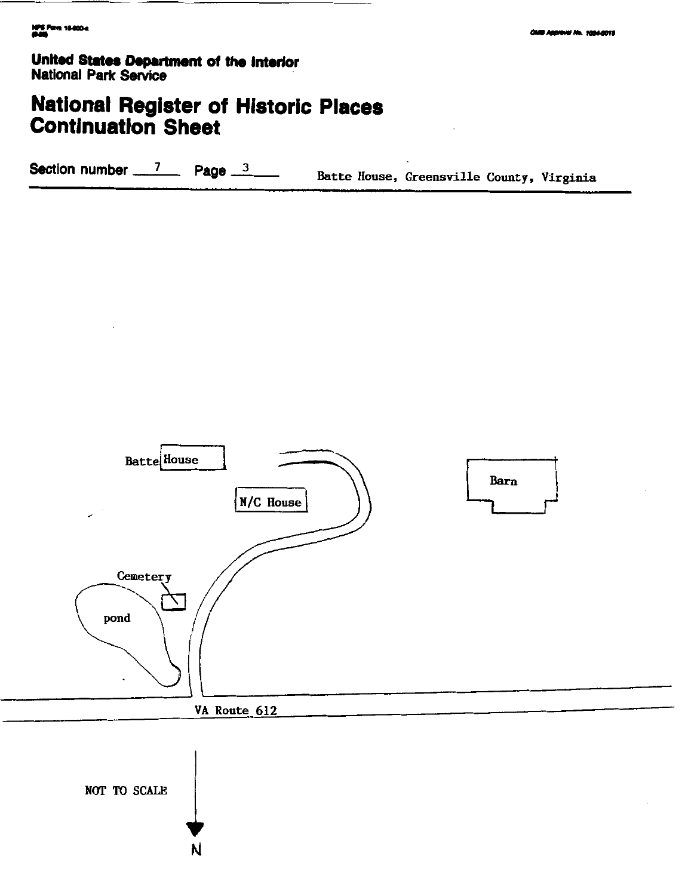United States Department of the Interior
National Park Service

# National Register of Historic Places Continuation Sheet

Section number 7 Page 3 Batte House, Greensville County, Virginia

Batte House

N/C House

Barn

Cemetery

pond

VA Route 612

NOT TO SCALE

N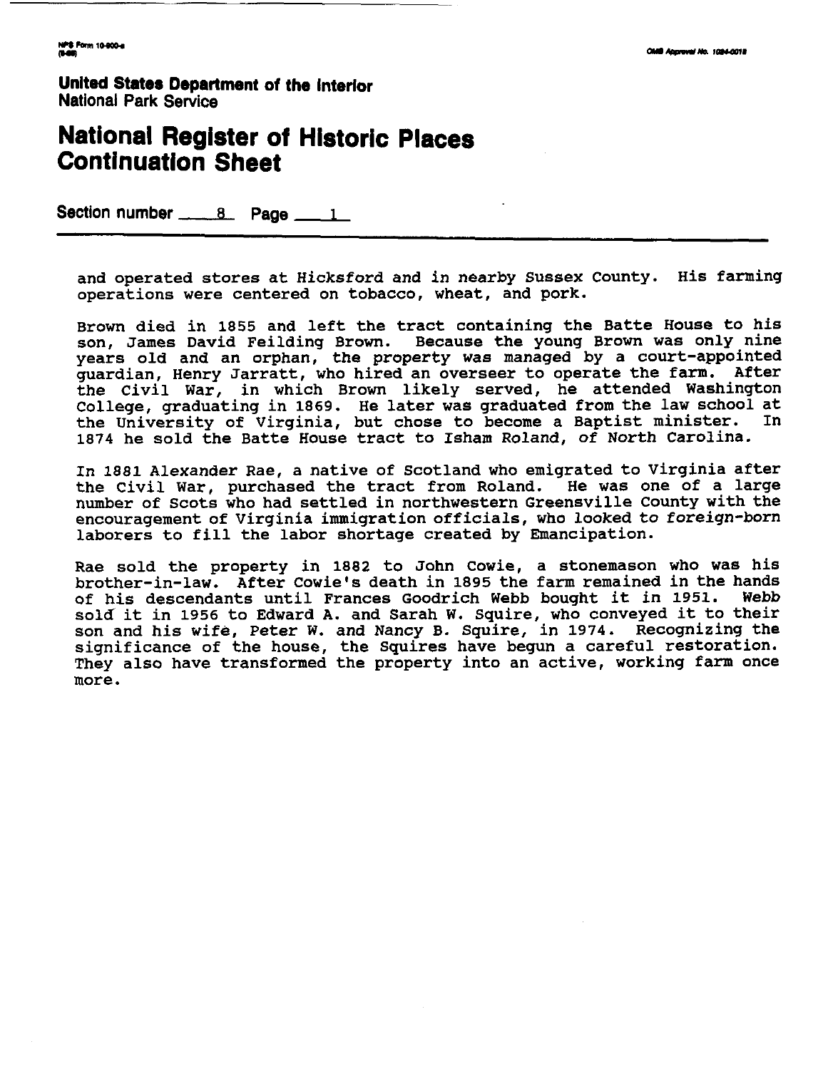**United States Department of the Interior**
National Park Service

# National Register of Historic Places Continuation Sheet

Section number 8 Page 1

and operated stores at Hicksford and in nearby Sussex County. His farming operations were centered on tobacco, wheat, and pork.

Brown died in 1855 and left the tract containing the Batte House to his son, James David Feilding Brown. Because the young Brown was only nine years old and an orphan, the property was managed by a court-appointed guardian, Henry Jarratt, who hired an overseer to operate the farm. After the Civil War, in which Brown likely served, he attended Washington College, graduating in 1869. He later was graduated from the law school at the University of Virginia, but chose to become a Baptist minister. In 1874 he sold the Batte House tract to Isham Roland, of North Carolina.

In 1881 Alexander Rae, a native of Scotland who emigrated to Virginia after the Civil War, purchased the tract from Roland. He was one of a large number of Scots who had settled in northwestern Greensville County with the encouragement of Virginia immigration officials, who looked to foreign-born laborers to fill the labor shortage created by Emancipation.

Rae sold the property in 1882 to John Cowie, a stonemason who was his brother-in-law. After Cowie's death in 1895 the farm remained in the hands of his descendants until Frances Goodrich Webb bought it in 1951. Webb sold it in 1956 to Edward A. and Sarah W. Squire, who conveyed it to their son and his wife, Peter W. and Nancy B. Squire, in 1974. Recognizing the significance of the house, the Squires have begun a careful restoration. They also have transformed the property into an active, working farm once more.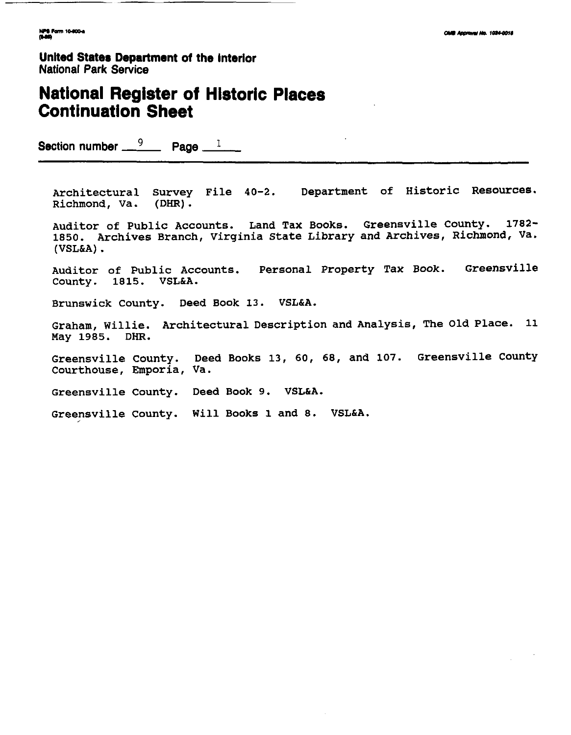United States Department of the Interior
National Park Service

# National Register of Historic Places Continuation Sheet

Section number 9 Page 1

Architectural Survey File 40-2. Department of Historic Resources. Richmond, Va. (DHR).

Auditor of Public Accounts. Land Tax Books. Greensville County. 1782-1850. Archives Branch, Virginia State Library and Archives, Richmond, Va. (VSL&A).

Auditor of Public Accounts. Personal Property Tax Book. Greensville County. 1815. VSL&A.

Brunswick County. Deed Book 13. VSL&A.

Graham, Willie. Architectural Description and Analysis, The Old Place. 11 May 1985. DHR.

Greensville County. Deed Books 13, 60, 68, and 107. Greensville County Courthouse, Emporia, Va.

Greensville County. Deed Book 9. VSL&A.

Greensville County. Will Books 1 and 8. VSL&A.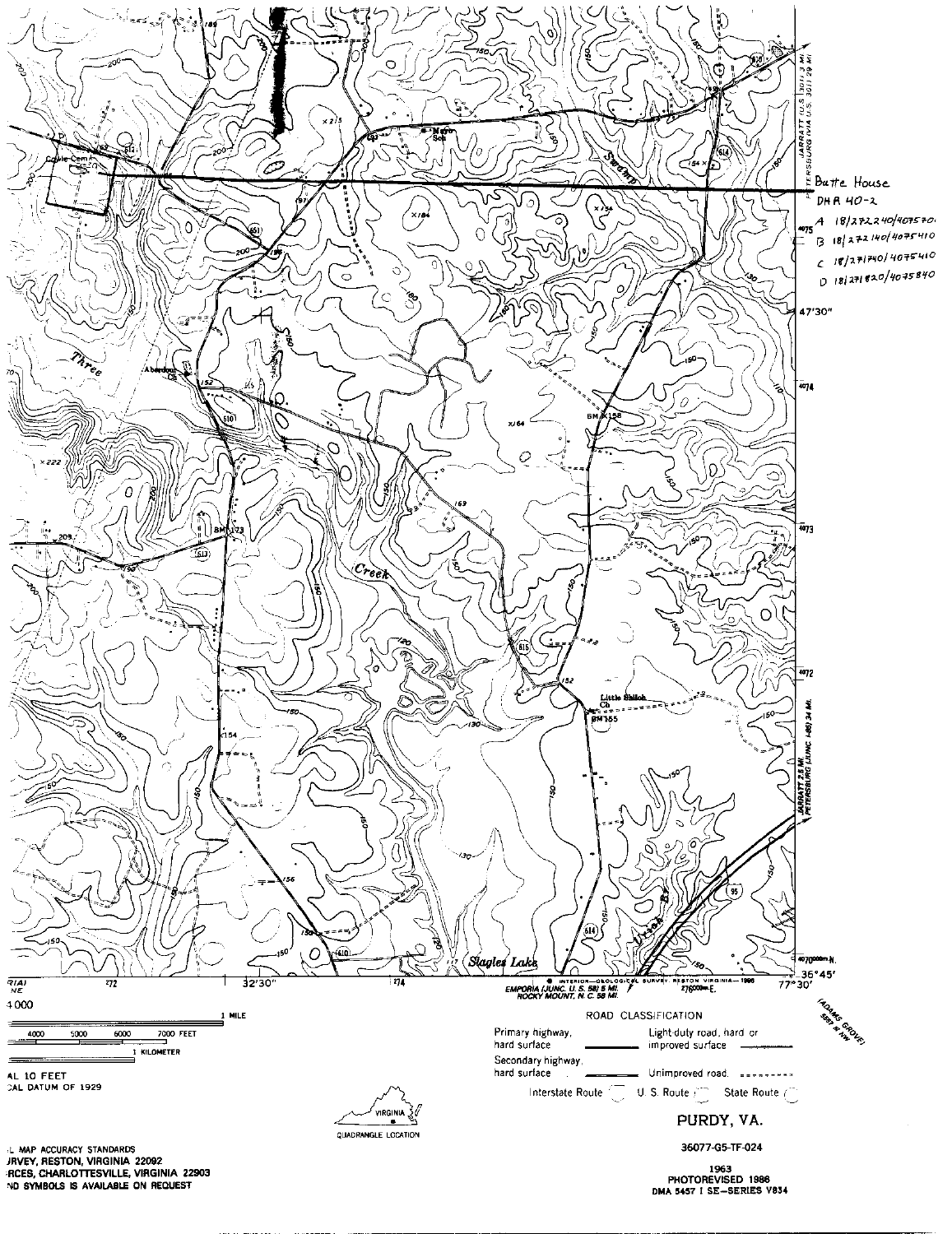Butte House
DHR 40-2
A 18/272240/4075701
B 18/272140/4075410
C 18/271740/4075410
D 18/271820/4075840

PURDY, VA.

36077-G5-TF-024

1963
PHOTOREVISED 1986
DMA 5457 I SE—SERIES V834

ROAD CLASSIFICATION

Primary highway, hard surface

Light-duty road, hard or improved surface

Secondary highway, hard surface

Unimproved road

Interstate Route

U. S. Route

State Route

EMPORIA (JUNC. U.S. 58) 5 MI.
ROCKY MOUNT, N.C. 58 MI.

JARRATT 2.5 MI.
PETERSBURG (JUNC I-85) 34 MI.

JARRATT (U.S. 301) 3 MI.
PETERSBURG (VIA U.S. 301) 29 MI.

(ADAMS GROVE)
5557 II NW

VIRGINIA

QUADRANGLE LOCATION

1 MILE

4000 5000 6000 7000 FEET

1 KILOMETER

AL 10 FEET
CAL DATUM OF 1929

L MAP ACCURACY STANDARDS
JRVEY, RESTON, VIRGINIA 22092
RCES, CHARLOTTESVILLE, VIRGINIA 22903
ND SYMBOLS IS AVAILABLE ON REQUEST

INTERIOR—GEOLOGICAL SURVEY, RESTON, VIRGINIA—1986

47'30"

36°45'

77°30'

32'30"

272

274

276000m E.

4075

4074

4073

4072

4070000m N.

Three

Creek

Swamp

Slagles Lake

Aberdeen Ch

Little Shiloh Ch

Coyle Cem

Negro Sch